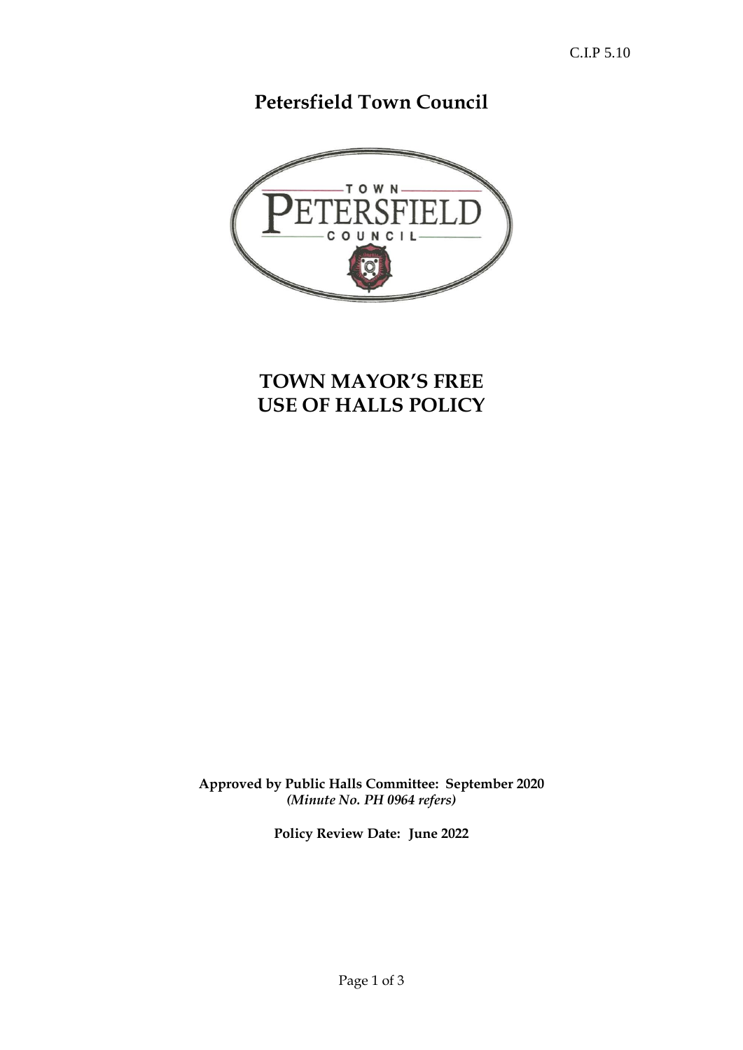C.I.P 5.10

# Petersfield Town Council

# TOWN MAYOR'S FREE USE OF HALLS POLICY

**Approved by Public Halls Committee: September 2020**
***(Minute No. PH 0964 refers)***

**Policy Review Date: June 2022**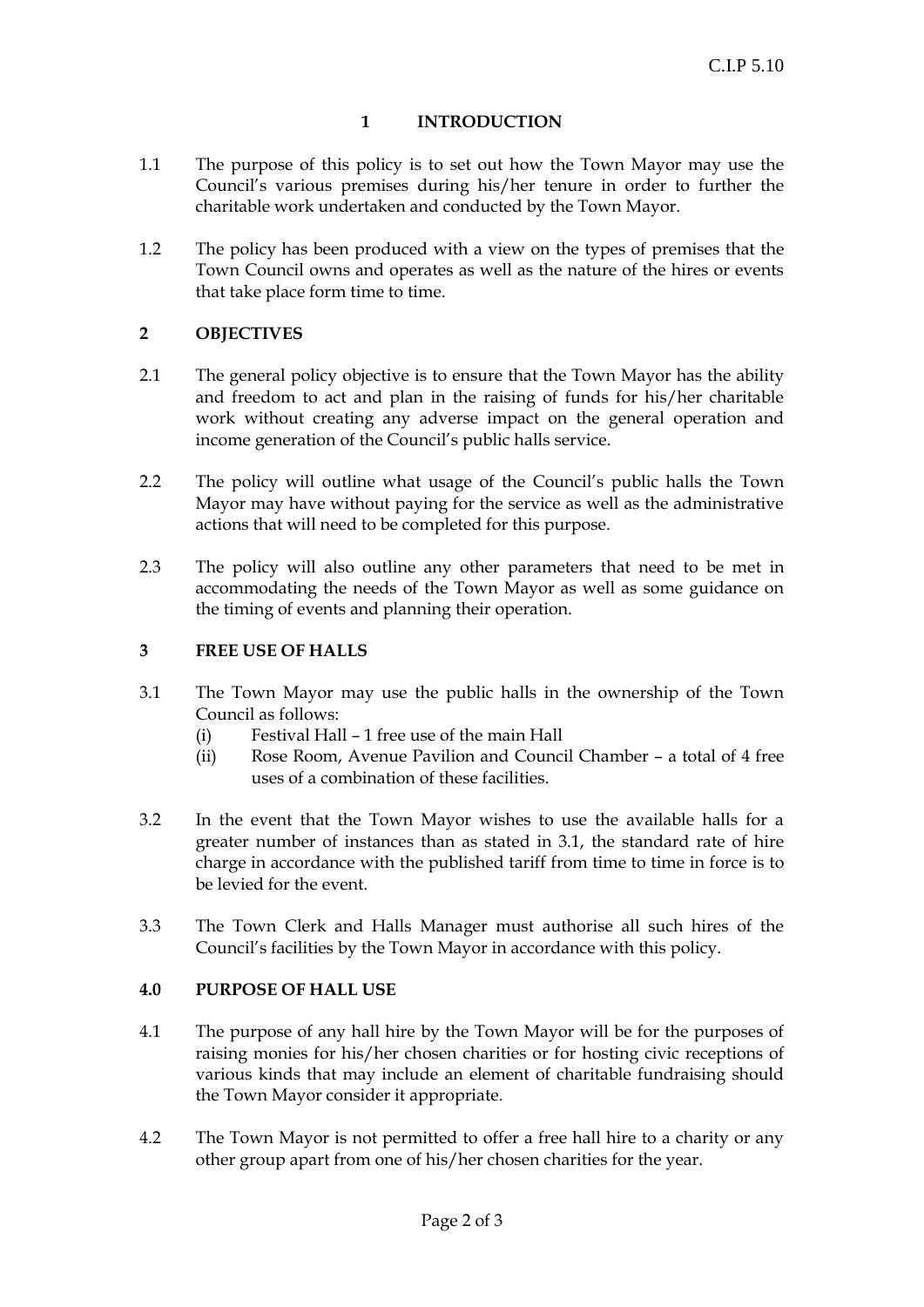## 1 INTRODUCTION

1.1 The purpose of this policy is to set out how the Town Mayor may use the Council's various premises during his/her tenure in order to further the charitable work undertaken and conducted by the Town Mayor.

1.2 The policy has been produced with a view on the types of premises that the Town Council owns and operates as well as the nature of the hires or events that take place form time to time.

## 2 OBJECTIVES

2.1 The general policy objective is to ensure that the Town Mayor has the ability and freedom to act and plan in the raising of funds for his/her charitable work without creating any adverse impact on the general operation and income generation of the Council's public halls service.

2.2 The policy will outline what usage of the Council's public halls the Town Mayor may have without paying for the service as well as the administrative actions that will need to be completed for this purpose.

2.3 The policy will also outline any other parameters that need to be met in accommodating the needs of the Town Mayor as well as some guidance on the timing of events and planning their operation.

## 3 FREE USE OF HALLS

3.1 The Town Mayor may use the public halls in the ownership of the Town Council as follows:

(i) Festival Hall – 1 free use of the main Hall

(ii) Rose Room, Avenue Pavilion and Council Chamber – a total of 4 free uses of a combination of these facilities.

3.2 In the event that the Town Mayor wishes to use the available halls for a greater number of instances than as stated in 3.1, the standard rate of hire charge in accordance with the published tariff from time to time in force is to be levied for the event.

3.3 The Town Clerk and Halls Manager must authorise all such hires of the Council's facilities by the Town Mayor in accordance with this policy.

## 4.0 PURPOSE OF HALL USE

4.1 The purpose of any hall hire by the Town Mayor will be for the purposes of raising monies for his/her chosen charities or for hosting civic receptions of various kinds that may include an element of charitable fundraising should the Town Mayor consider it appropriate.

4.2 The Town Mayor is not permitted to offer a free hall hire to a charity or any other group apart from one of his/her chosen charities for the year.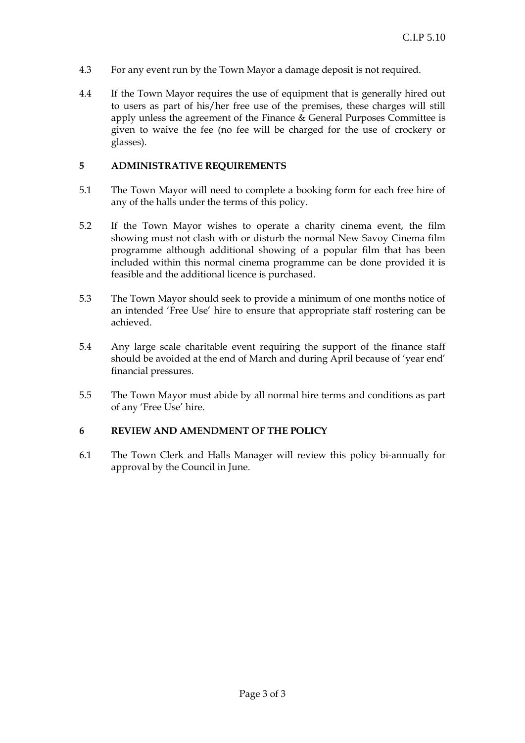4.3 For any event run by the Town Mayor a damage deposit is not required.

4.4 If the Town Mayor requires the use of equipment that is generally hired out to users as part of his/her free use of the premises, these charges will still apply unless the agreement of the Finance & General Purposes Committee is given to waive the fee (no fee will be charged for the use of crockery or glasses).

## 5 ADMINISTRATIVE REQUIREMENTS

5.1 The Town Mayor will need to complete a booking form for each free hire of any of the halls under the terms of this policy.

5.2 If the Town Mayor wishes to operate a charity cinema event, the film showing must not clash with or disturb the normal New Savoy Cinema film programme although additional showing of a popular film that has been included within this normal cinema programme can be done provided it is feasible and the additional licence is purchased.

5.3 The Town Mayor should seek to provide a minimum of one months notice of an intended 'Free Use' hire to ensure that appropriate staff rostering can be achieved.

5.4 Any large scale charitable event requiring the support of the finance staff should be avoided at the end of March and during April because of 'year end' financial pressures.

5.5 The Town Mayor must abide by all normal hire terms and conditions as part of any 'Free Use' hire.

## 6 REVIEW AND AMENDMENT OF THE POLICY

6.1 The Town Clerk and Halls Manager will review this policy bi-annually for approval by the Council in June.